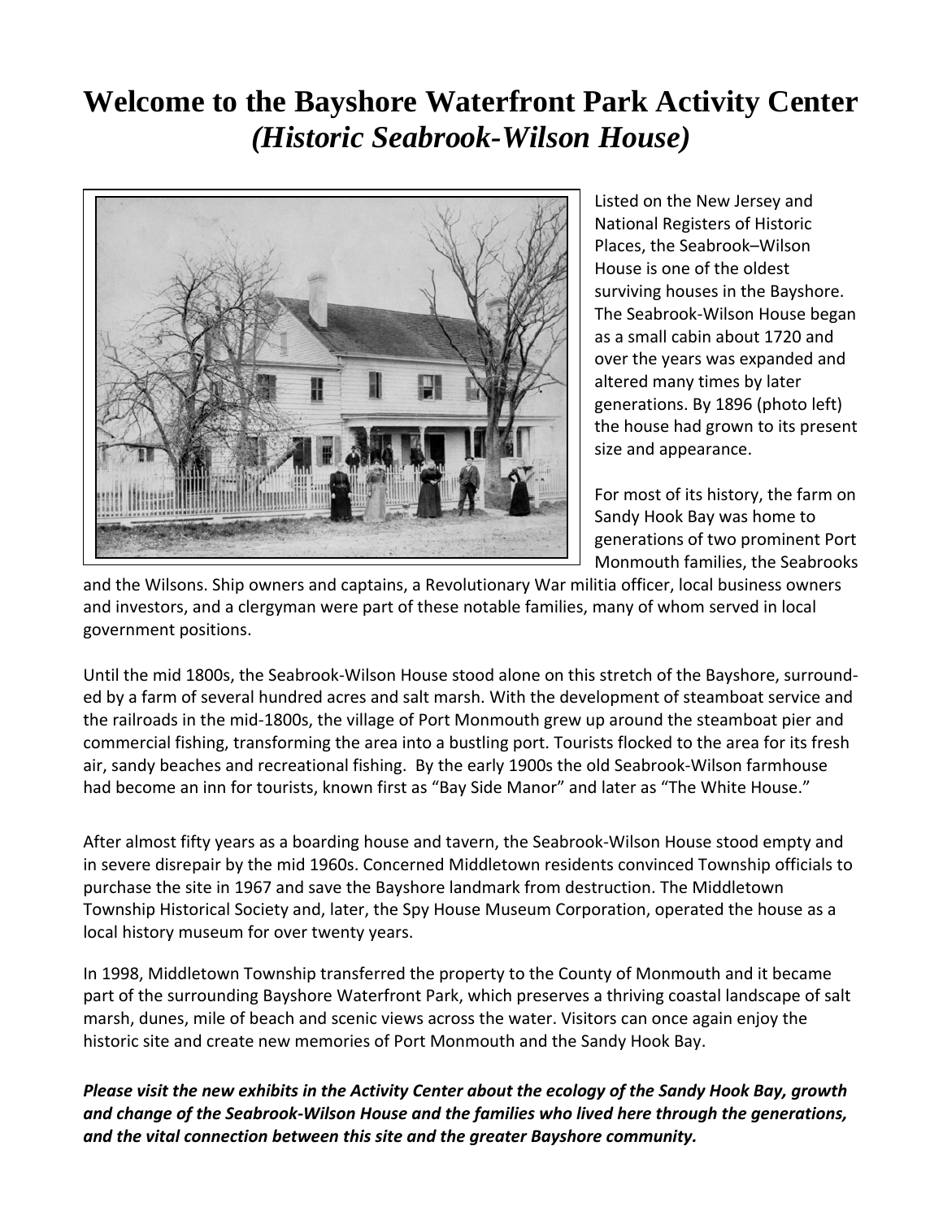# Welcome to the Bayshore Waterfront Park Activity Center
## *(Historic Seabrook-Wilson House)*

Listed on the New Jersey and National Registers of Historic Places, the Seabrook–Wilson House is one of the oldest surviving houses in the Bayshore. The Seabrook-Wilson House began as a small cabin about 1720 and over the years was expanded and altered many times by later generations. By 1896 (photo left) the house had grown to its present size and appearance.

For most of its history, the farm on Sandy Hook Bay was home to generations of two prominent Port Monmouth families, the Seabrooks and the Wilsons. Ship owners and captains, a Revolutionary War militia officer, local business owners and investors, and a clergyman were part of these notable families, many of whom served in local government positions.

Until the mid 1800s, the Seabrook-Wilson House stood alone on this stretch of the Bayshore, surrounded by a farm of several hundred acres and salt marsh. With the development of steamboat service and the railroads in the mid-1800s, the village of Port Monmouth grew up around the steamboat pier and commercial fishing, transforming the area into a bustling port. Tourists flocked to the area for its fresh air, sandy beaches and recreational fishing. By the early 1900s the old Seabrook-Wilson farmhouse had become an inn for tourists, known first as "Bay Side Manor" and later as "The White House."

After almost fifty years as a boarding house and tavern, the Seabrook-Wilson House stood empty and in severe disrepair by the mid 1960s. Concerned Middletown residents convinced Township officials to purchase the site in 1967 and save the Bayshore landmark from destruction. The Middletown Township Historical Society and, later, the Spy House Museum Corporation, operated the house as a local history museum for over twenty years.

In 1998, Middletown Township transferred the property to the County of Monmouth and it became part of the surrounding Bayshore Waterfront Park, which preserves a thriving coastal landscape of salt marsh, dunes, mile of beach and scenic views across the water. Visitors can once again enjoy the historic site and create new memories of Port Monmouth and the Sandy Hook Bay.

***Please visit the new exhibits in the Activity Center about the ecology of the Sandy Hook Bay, growth and change of the Seabrook-Wilson House and the families who lived here through the generations, and the vital connection between this site and the greater Bayshore community.***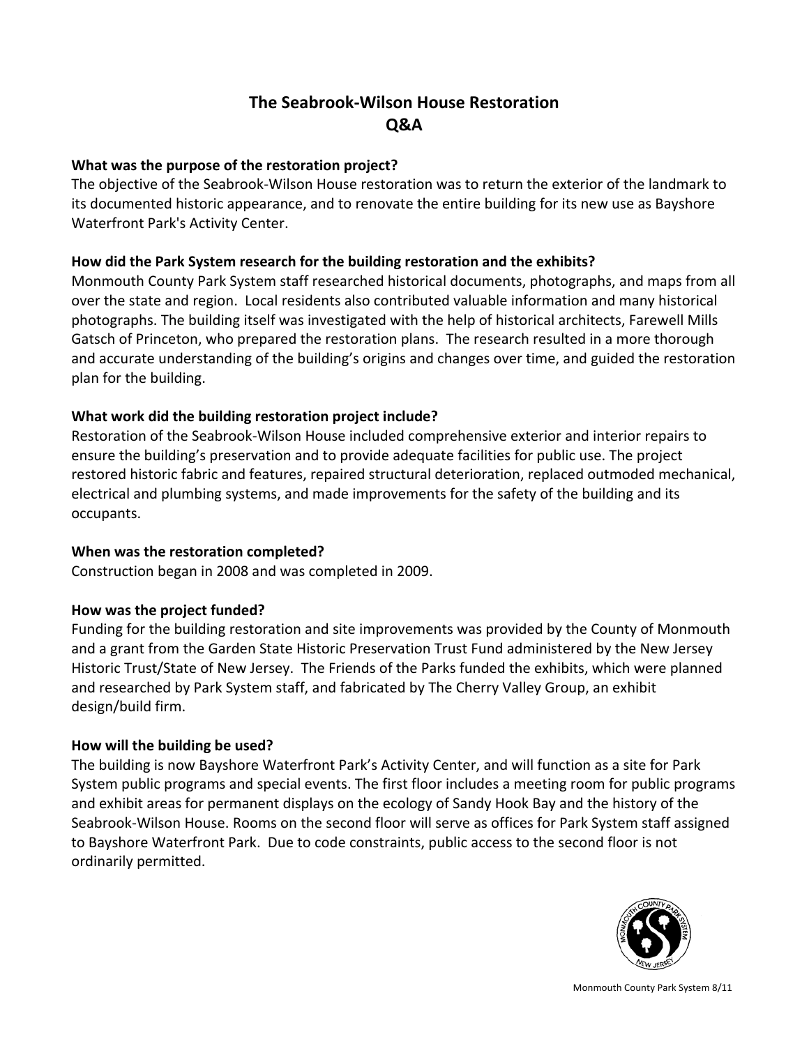# The Seabrook-Wilson House Restoration
# Q&A

**What was the purpose of the restoration project?**
The objective of the Seabrook-Wilson House restoration was to return the exterior of the landmark to its documented historic appearance, and to renovate the entire building for its new use as Bayshore Waterfront Park's Activity Center.

**How did the Park System research for the building restoration and the exhibits?**
Monmouth County Park System staff researched historical documents, photographs, and maps from all over the state and region. Local residents also contributed valuable information and many historical photographs. The building itself was investigated with the help of historical architects, Farewell Mills Gatsch of Princeton, who prepared the restoration plans. The research resulted in a more thorough and accurate understanding of the building's origins and changes over time, and guided the restoration plan for the building.

**What work did the building restoration project include?**
Restoration of the Seabrook-Wilson House included comprehensive exterior and interior repairs to ensure the building's preservation and to provide adequate facilities for public use. The project restored historic fabric and features, repaired structural deterioration, replaced outmoded mechanical, electrical and plumbing systems, and made improvements for the safety of the building and its occupants.

**When was the restoration completed?**
Construction began in 2008 and was completed in 2009.

**How was the project funded?**
Funding for the building restoration and site improvements was provided by the County of Monmouth and a grant from the Garden State Historic Preservation Trust Fund administered by the New Jersey Historic Trust/State of New Jersey. The Friends of the Parks funded the exhibits, which were planned and researched by Park System staff, and fabricated by The Cherry Valley Group, an exhibit design/build firm.

**How will the building be used?**
The building is now Bayshore Waterfront Park's Activity Center, and will function as a site for Park System public programs and special events. The first floor includes a meeting room for public programs and exhibit areas for permanent displays on the ecology of Sandy Hook Bay and the history of the Seabrook-Wilson House. Rooms on the second floor will serve as offices for Park System staff assigned to Bayshore Waterfront Park. Due to code constraints, public access to the second floor is not ordinarily permitted.

Monmouth County Park System 8/11